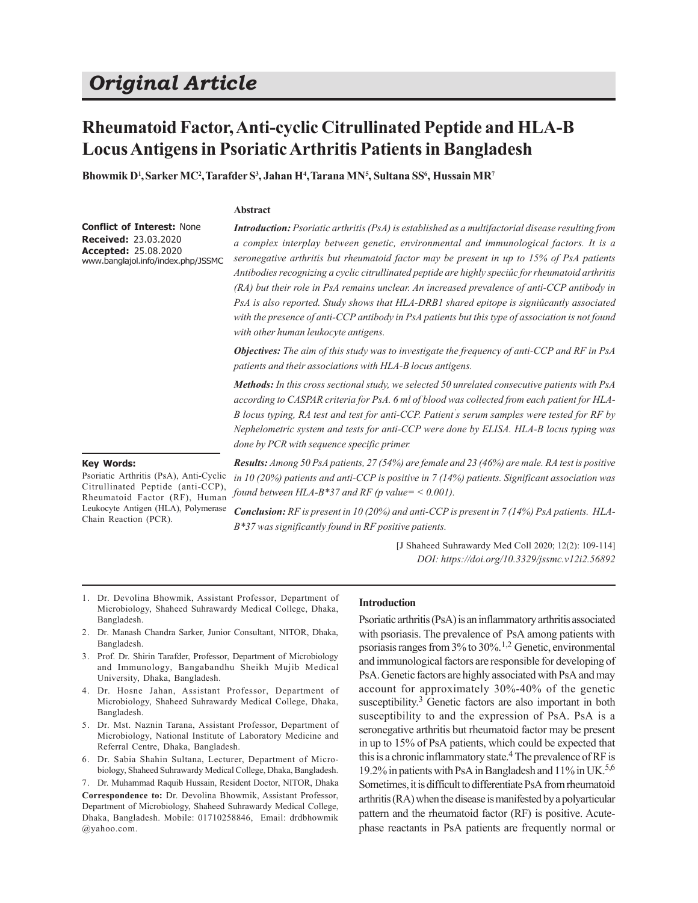# Original Article

## Rheumatoid Factor, Anti-cyclic Citrullinated Peptide and HLA-B Locus Antigens in Psoriatic Arthritis Patients in Bangladesh

**Bhowmik D[1], Sarker MC[2], Tarafder S[3], Jahan H[4], Tarana MN[5], Sultana SS[6], Hussain MR[7]**

**Conflict of Interest:** None
**Received:** 23.03.2020
**Accepted:** 25.08.2020
www.banglajol.info/index.php/JSSMC

### Abstract

***Introduction:*** *Psoriatic arthritis (PsA) is established as a multifactorial disease resulting from a complex interplay between genetic, environmental and immunological factors. It is a seronegative arthritis but rheumatoid factor may be present in up to 15% of PsA patients Antibodies recognizing a cyclic citrullinated peptide are highly speciûc for rheumatoid arthritis (RA) but their role in PsA remains unclear. An increased prevalence of anti-CCP antibody in PsA is also reported. Study shows that HLA-DRB1 shared epitope is signiûcantly associated with the presence of anti-CCP antibody in PsA patients but this type of association is not found with other human leukocyte antigens.*

***Objectives:*** *The aim of this study was to investigate the frequency of anti-CCP and RF in PsA patients and their associations with HLA-B locus antigens.*

***Methods:*** *In this cross sectional study, we selected 50 unrelated consecutive patients with PsA according to CASPAR criteria for PsA. 6 ml of blood was collected from each patient for HLA-B locus typing, RA test and test for anti-CCP. Patient's serum samples were tested for RF by Nephelometric system and tests for anti-CCP were done by ELISA. HLA-B locus typing was done by PCR with sequence specific primer.*

***Results:*** *Among 50 PsA patients, 27 (54%) are female and 23 (46%) are male. RA test is positive in 10 (20%) patients and anti-CCP is positive in 7 (14%) patients. Significant association was found between HLA-B*37 and RF (p value= < 0.001).*

***Conclusion:*** *RF is present in 10 (20%) and anti-CCP is present in 7 (14%) PsA patients. HLA-B*37 was significantly found in RF positive patients.*

**Key Words:**
Psoriatic Arthritis (PsA), Anti-Cyclic Citrullinated Peptide (anti-CCP), Rheumatoid Factor (RF), Human Leukocyte Antigen (HLA), Polymerase Chain Reaction (PCR).

[J Shaheed Suhrawardy Med Coll 2020; 12(2): 109-114]
*DOI: https://doi.org/10.3329/jssmc.v12i2.56892*

1. Dr. Devolina Bhowmik, Assistant Professor, Department of Microbiology, Shaheed Suhrawardy Medical College, Dhaka, Bangladesh.
2. Dr. Manash Chandra Sarker, Junior Consultant, NITOR, Dhaka, Bangladesh.
3. Prof. Dr. Shirin Tarafder, Professor, Department of Microbiology and Immunology, Bangabandhu Sheikh Mujib Medical University, Dhaka, Bangladesh.
4. Dr. Hosne Jahan, Assistant Professor, Department of Microbiology, Shaheed Suhrawardy Medical College, Dhaka, Bangladesh.
5. Dr. Mst. Naznin Tarana, Assistant Professor, Department of Microbiology, National Institute of Laboratory Medicine and Referral Centre, Dhaka, Bangladesh.
6. Dr. Sabia Shahin Sultana, Lecturer, Department of Microbiology, Shaheed Suhrawardy Medical College, Dhaka, Bangladesh.
7. Dr. Muhammad Raquib Hussain, Resident Doctor, NITOR, Dhaka

**Correspondence to:** Dr. Devolina Bhowmik, Assistant Professor, Department of Microbiology, Shaheed Suhrawardy Medical College, Dhaka, Bangladesh. Mobile: 01710258846, Email: drdbhowmik @yahoo.com.

### Introduction

Psoriatic arthritis (PsA) is an inflammatory arthritis associated with psoriasis. The prevalence of PsA among patients with psoriasis ranges from 3% to 30%.[1,2] Genetic, environmental and immunological factors are responsible for developing of PsA. Genetic factors are highly associated with PsA and may account for approximately 30%-40% of the genetic susceptibility.[3] Genetic factors are also important in both susceptibility to and the expression of PsA. PsA is a seronegative arthritis but rheumatoid factor may be present in up to 15% of PsA patients, which could be expected that this is a chronic inflammatory state.[4] The prevalence of RF is 19.2% in patients with PsA in Bangladesh and 11% in UK.[5,6] Sometimes, it is difficult to differentiate PsA from rheumatoid arthritis (RA) when the disease is manifested by a polyarticular pattern and the rheumatoid factor (RF) is positive. Acute-phase reactants in PsA patients are frequently normal or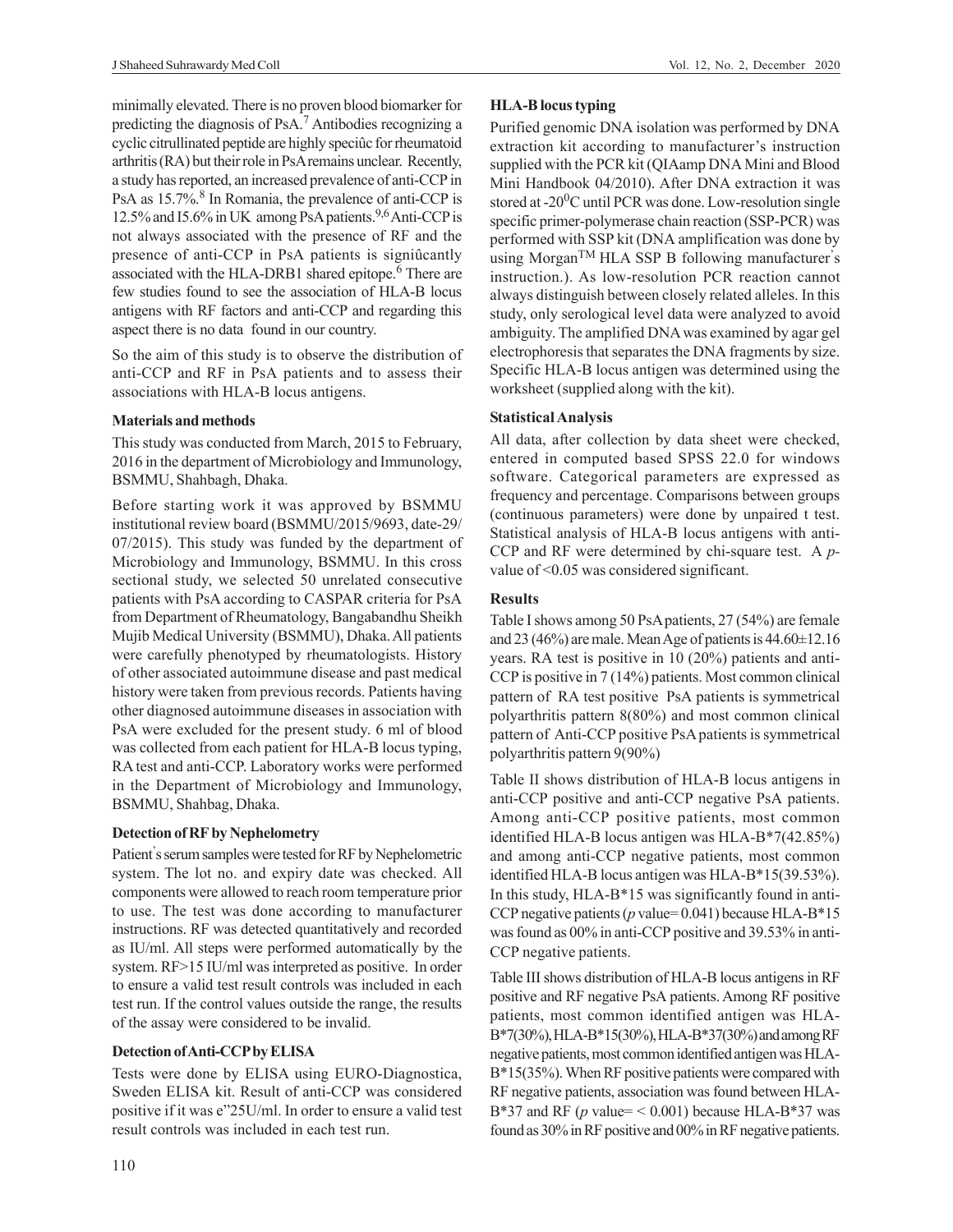minimally elevated. There is no proven blood biomarker for predicting the diagnosis of PsA.[7] Antibodies recognizing a cyclic citrullinated peptide are highly speciûc for rheumatoid arthritis (RA) but their role in PsA remains unclear. Recently, a study has reported, an increased prevalence of anti-CCP in PsA as 15.7%.[8] In Romania, the prevalence of anti-CCP is 12.5% and I5.6% in UK among PsA patients.[9,6] Anti-CCP is not always associated with the presence of RF and the presence of anti-CCP in PsA patients is signiûcantly associated with the HLA-DRB1 shared epitope.[6] There are few studies found to see the association of HLA-B locus antigens with RF factors and anti-CCP and regarding this aspect there is no data found in our country.

So the aim of this study is to observe the distribution of anti-CCP and RF in PsA patients and to assess their associations with HLA-B locus antigens.

## Materials and methods

This study was conducted from March, 2015 to February, 2016 in the department of Microbiology and Immunology, BSMMU, Shahbagh, Dhaka.

Before starting work it was approved by BSMMU institutional review board (BSMMU/2015/9693, date-29/07/2015). This study was funded by the department of Microbiology and Immunology, BSMMU. In this cross sectional study, we selected 50 unrelated consecutive patients with PsA according to CASPAR criteria for PsA from Department of Rheumatology, Bangabandhu Sheikh Mujib Medical University (BSMMU), Dhaka. All patients were carefully phenotyped by rheumatologists. History of other associated autoimmune disease and past medical history were taken from previous records. Patients having other diagnosed autoimmune diseases in association with PsA were excluded for the present study. 6 ml of blood was collected from each patient for HLA-B locus typing, RA test and anti-CCP. Laboratory works were performed in the Department of Microbiology and Immunology, BSMMU, Shahbag, Dhaka.

### Detection of RF by Nephelometry

Patient's serum samples were tested for RF by Nephelometric system. The lot no. and expiry date was checked. All components were allowed to reach room temperature prior to use. The test was done according to manufacturer instructions. RF was detected quantitatively and recorded as IU/ml. All steps were performed automatically by the system. RF>15 IU/ml was interpreted as positive. In order to ensure a valid test result controls was included in each test run. If the control values outside the range, the results of the assay were considered to be invalid.

### Detection of Anti-CCP by ELISA

Tests were done by ELISA using EURO-Diagnostica, Sweden ELISA kit. Result of anti-CCP was considered positive if it was e"25U/ml. In order to ensure a valid test result controls was included in each test run.

### HLA-B locus typing

Purified genomic DNA isolation was performed by DNA extraction kit according to manufacturer's instruction supplied with the PCR kit (QIAamp DNA Mini and Blood Mini Handbook 04/2010). After DNA extraction it was stored at -20$^0$C until PCR was done. Low-resolution single specific primer-polymerase chain reaction (SSP-PCR) was performed with SSP kit (DNA amplification was done by using Morgan$^{TM}$ HLA SSP B following manufacturer's instruction.). As low-resolution PCR reaction cannot always distinguish between closely related alleles. In this study, only serological level data were analyzed to avoid ambiguity. The amplified DNA was examined by agar gel electrophoresis that separates the DNA fragments by size. Specific HLA-B locus antigen was determined using the worksheet (supplied along with the kit).

### Statistical Analysis

All data, after collection by data sheet were checked, entered in computed based SPSS 22.0 for windows software. Categorical parameters are expressed as frequency and percentage. Comparisons between groups (continuous parameters) were done by unpaired t test. Statistical analysis of HLA-B locus antigens with anti-CCP and RF were determined by chi-square test. A *p*-value of <0.05 was considered significant.

## Results

Table I shows among 50 PsA patients, 27 (54%) are female and 23 (46%) are male. Mean Age of patients is 44.60±12.16 years. RA test is positive in 10 (20%) patients and anti-CCP is positive in 7 (14%) patients. Most common clinical pattern of RA test positive PsA patients is symmetrical polyarthritis pattern 8(80%) and most common clinical pattern of Anti-CCP positive PsA patients is symmetrical polyarthritis pattern 9(90%)

Table II shows distribution of HLA-B locus antigens in anti-CCP positive and anti-CCP negative PsA patients. Among anti-CCP positive patients, most common identified HLA-B locus antigen was HLA-B*7(42.85%) and among anti-CCP negative patients, most common identified HLA-B locus antigen was HLA-B*15(39.53%). In this study, HLA-B*15 was significantly found in anti-CCP negative patients (*p* value= 0.041) because HLA-B*15 was found as 00% in anti-CCP positive and 39.53% in anti-CCP negative patients.

Table III shows distribution of HLA-B locus antigens in RF positive and RF negative PsA patients. Among RF positive patients, most common identified antigen was HLA-B*7(30%), HLA-B*15(30%), HLA-B*37(30%) and among RF negative patients, most common identified antigen was HLA-B*15(35%). When RF positive patients were compared with RF negative patients, association was found between HLA-B*37 and RF (*p* value= < 0.001) because HLA-B*37 was found as 30% in RF positive and 00% in RF negative patients.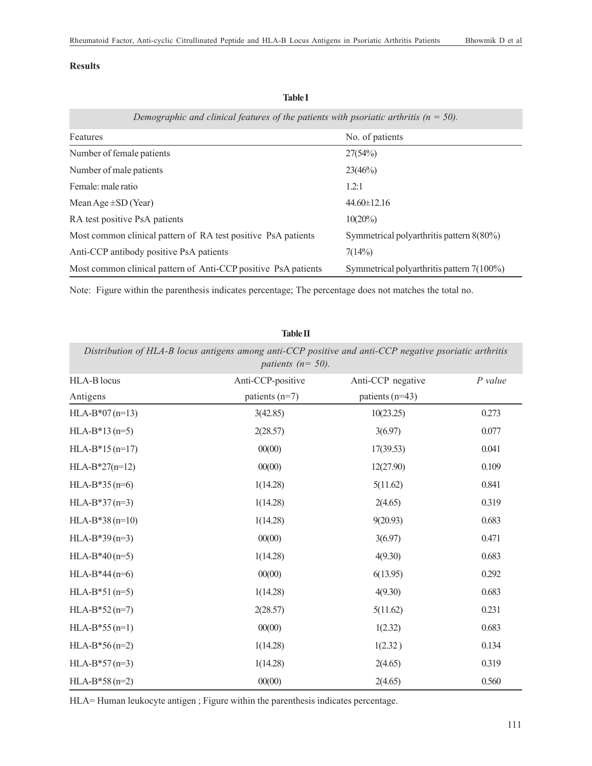**Results**

**Table I**

*Demographic and clinical features of the patients with psoriatic arthritis (n = 50).*

| Features | No. of patients |
|---|---|
| Number of female patients | 27(54%) |
| Number of male patients | 23(46%) |
| Female: male ratio | 1.2:1 |
| Mean Age ±SD (Year) | 44.60±12.16 |
| RA test positive PsA patients | 10(20%) |
| Most common clinical pattern of RA test positive PsA patients | Symmetrical polyarthritis pattern 8(80%) |
| Anti-CCP antibody positive PsA patients | 7(14%) |
| Most common clinical pattern of Anti-CCP positive PsA patients | Symmetrical polyarthritis pattern 7(100%) |

Note: Figure within the parenthesis indicates percentage; The percentage does not matches the total no.

**Table II**

*Distribution of HLA-B locus antigens among anti-CCP positive and anti-CCP negative psoriatic arthritis patients (n= 50).*

| HLA-B locus Antigens | Anti-CCP-positive patients (n=7) | Anti-CCP negative patients (n=43) | *P value* |
|---|---|---|---|
| HLA-B*07 (n=13) | 3(42.85) | 10(23.25) | 0.273 |
| HLA-B*13 (n=5) | 2(28.57) | 3(6.97) | 0.077 |
| HLA-B*15 (n=17) | 00(00) | 17(39.53) | 0.041 |
| HLA-B*27(n=12) | 00(00) | 12(27.90) | 0.109 |
| HLA-B*35 (n=6) | 1(14.28) | 5(11.62) | 0.841 |
| HLA-B*37 (n=3) | 1(14.28) | 2(4.65) | 0.319 |
| HLA-B*38 (n=10) | 1(14.28) | 9(20.93) | 0.683 |
| HLA-B*39 (n=3) | 00(00) | 3(6.97) | 0.471 |
| HLA-B*40 (n=5) | 1(14.28) | 4(9.30) | 0.683 |
| HLA-B*44 (n=6) | 00(00) | 6(13.95) | 0.292 |
| HLA-B*51 (n=5) | 1(14.28) | 4(9.30) | 0.683 |
| HLA-B*52 (n=7) | 2(28.57) | 5(11.62) | 0.231 |
| HLA-B*55 (n=1) | 00(00) | 1(2.32) | 0.683 |
| HLA-B*56 (n=2) | 1(14.28) | 1(2.32 ) | 0.134 |
| HLA-B*57 (n=3) | 1(14.28) | 2(4.65) | 0.319 |
| HLA-B*58 (n=2) | 00(00) | 2(4.65) | 0.560 |

HLA= Human leukocyte antigen ; Figure within the parenthesis indicates percentage.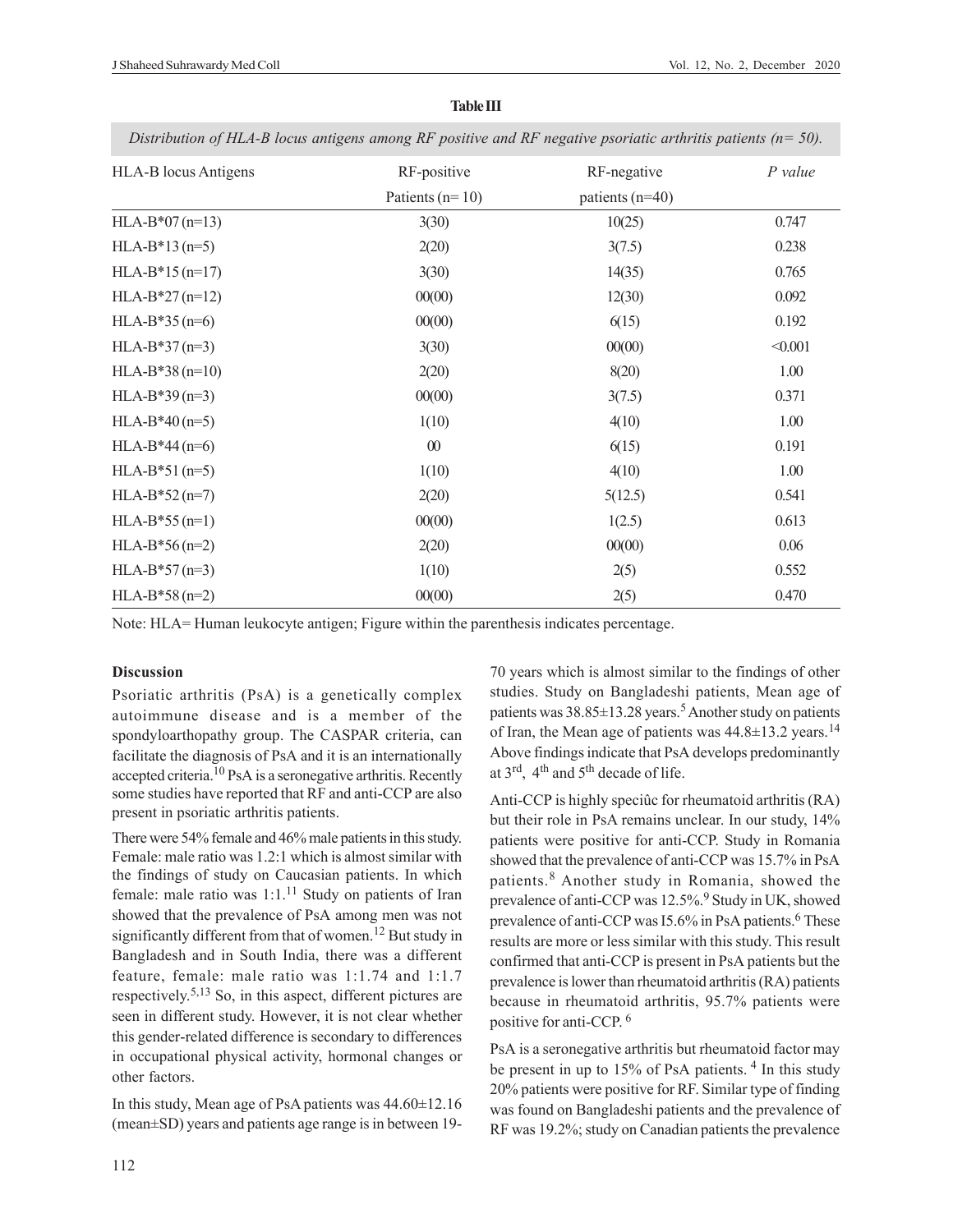**Table III**

*Distribution of HLA-B locus antigens among RF positive and RF negative psoriatic arthritis patients (n= 50).*

| HLA-B locus Antigens | RF-positive Patients (n= 10) | RF-negative patients (n=40) | *P value* |
|---|---|---|---|
| HLA-B*07 (n=13) | 3(30) | 10(25) | 0.747 |
| HLA-B*13 (n=5) | 2(20) | 3(7.5) | 0.238 |
| HLA-B*15 (n=17) | 3(30) | 14(35) | 0.765 |
| HLA-B*27 (n=12) | 00(00) | 12(30) | 0.092 |
| HLA-B*35 (n=6) | 00(00) | 6(15) | 0.192 |
| HLA-B*37 (n=3) | 3(30) | 00(00) | <0.001 |
| HLA-B*38 (n=10) | 2(20) | 8(20) | 1.00 |
| HLA-B*39 (n=3) | 00(00) | 3(7.5) | 0.371 |
| HLA-B*40 (n=5) | 1(10) | 4(10) | 1.00 |
| HLA-B*44 (n=6) | 00 | 6(15) | 0.191 |
| HLA-B*51 (n=5) | 1(10) | 4(10) | 1.00 |
| HLA-B*52 (n=7) | 2(20) | 5(12.5) | 0.541 |
| HLA-B*55 (n=1) | 00(00) | 1(2.5) | 0.613 |
| HLA-B*56 (n=2) | 2(20) | 00(00) | 0.06 |
| HLA-B*57 (n=3) | 1(10) | 2(5) | 0.552 |
| HLA-B*58 (n=2) | 00(00) | 2(5) | 0.470 |

Note: HLA= Human leukocyte antigen; Figure within the parenthesis indicates percentage.

## Discussion

Psoriatic arthritis (PsA) is a genetically complex autoimmune disease and is a member of the spondyloarthopathy group. The CASPAR criteria, can facilitate the diagnosis of PsA and it is an internationally accepted criteria.[10] PsA is a seronegative arthritis. Recently some studies have reported that RF and anti-CCP are also present in psoriatic arthritis patients.

There were 54% female and 46% male patients in this study. Female: male ratio was 1.2:1 which is almost similar with the findings of study on Caucasian patients. In which female: male ratio was 1:1.[11] Study on patients of Iran showed that the prevalence of PsA among men was not significantly different from that of women.[12] But study in Bangladesh and in South India, there was a different feature, female: male ratio was 1:1.74 and 1:1.7 respectively.[5,13] So, in this aspect, different pictures are seen in different study. However, it is not clear whether this gender-related difference is secondary to differences in occupational physical activity, hormonal changes or other factors.

In this study, Mean age of PsA patients was 44.60±12.16 (mean±SD) years and patients age range is in between 19-70 years which is almost similar to the findings of other studies. Study on Bangladeshi patients, Mean age of patients was 38.85±13.28 years.[5] Another study on patients of Iran, the Mean age of patients was 44.8±13.2 years.[14] Above findings indicate that PsA develops predominantly at 3rd, 4th and 5th decade of life.

Anti-CCP is highly speciûc for rheumatoid arthritis (RA) but their role in PsA remains unclear. In our study, 14% patients were positive for anti-CCP. Study in Romania showed that the prevalence of anti-CCP was 15.7% in PsA patients.[8] Another study in Romania, showed the prevalence of anti-CCP was 12.5%.[9] Study in UK, showed prevalence of anti-CCP was I5.6% in PsA patients.[6] These results are more or less similar with this study. This result confirmed that anti-CCP is present in PsA patients but the prevalence is lower than rheumatoid arthritis (RA) patients because in rheumatoid arthritis, 95.7% patients were positive for anti-CCP. [6]

PsA is a seronegative arthritis but rheumatoid factor may be present in up to 15% of PsA patients. [4] In this study 20% patients were positive for RF. Similar type of finding was found on Bangladeshi patients and the prevalence of RF was 19.2%; study on Canadian patients the prevalence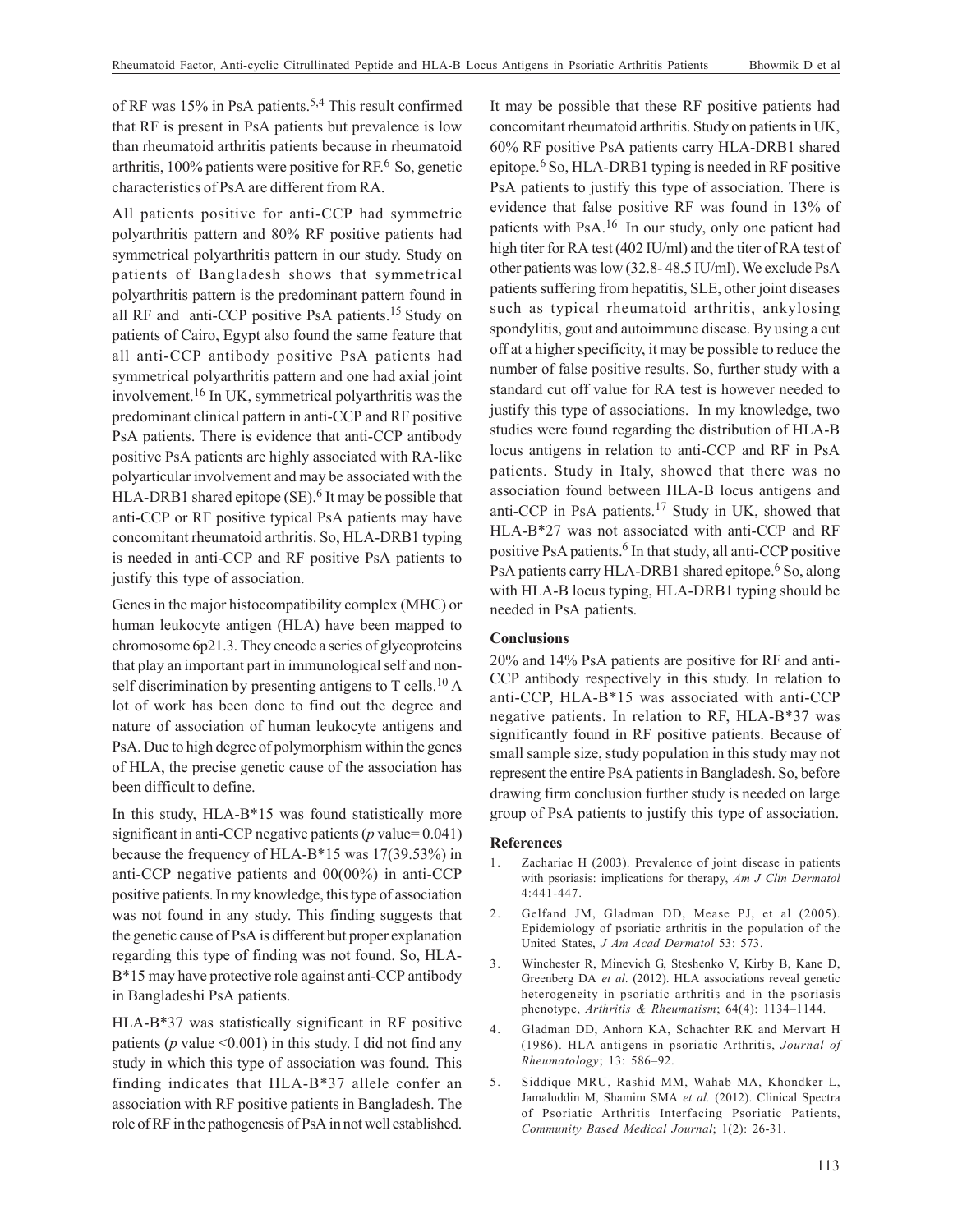of RF was 15% in PsA patients.[5,4] This result confirmed that RF is present in PsA patients but prevalence is low than rheumatoid arthritis patients because in rheumatoid arthritis, 100% patients were positive for RF.[6] So, genetic characteristics of PsA are different from RA.

All patients positive for anti-CCP had symmetric polyarthritis pattern and 80% RF positive patients had symmetrical polyarthritis pattern in our study. Study on patients of Bangladesh shows that symmetrical polyarthritis pattern is the predominant pattern found in all RF and anti-CCP positive PsA patients.[15] Study on patients of Cairo, Egypt also found the same feature that all anti-CCP antibody positive PsA patients had symmetrical polyarthritis pattern and one had axial joint involvement.[16] In UK, symmetrical polyarthritis was the predominant clinical pattern in anti-CCP and RF positive PsA patients. There is evidence that anti-CCP antibody positive PsA patients are highly associated with RA-like polyarticular involvement and may be associated with the HLA-DRB1 shared epitope (SE).[6] It may be possible that anti-CCP or RF positive typical PsA patients may have concomitant rheumatoid arthritis. So, HLA-DRB1 typing is needed in anti-CCP and RF positive PsA patients to justify this type of association.

Genes in the major histocompatibility complex (MHC) or human leukocyte antigen (HLA) have been mapped to chromosome 6p21.3. They encode a series of glycoproteins that play an important part in immunological self and non-self discrimination by presenting antigens to T cells.[10] A lot of work has been done to find out the degree and nature of association of human leukocyte antigens and PsA. Due to high degree of polymorphism within the genes of HLA, the precise genetic cause of the association has been difficult to define.

In this study, HLA-B*15 was found statistically more significant in anti-CCP negative patients ($p$ value= 0.041) because the frequency of HLA-B*15 was 17(39.53%) in anti-CCP negative patients and 00(00%) in anti-CCP positive patients. In my knowledge, this type of association was not found in any study. This finding suggests that the genetic cause of PsA is different but proper explanation regarding this type of finding was not found. So, HLA-B*15 may have protective role against anti-CCP antibody in Bangladeshi PsA patients.

HLA-B*37 was statistically significant in RF positive patients ($p$ value <0.001) in this study. I did not find any study in which this type of association was found. This finding indicates that HLA-B*37 allele confer an association with RF positive patients in Bangladesh. The role of RF in the pathogenesis of PsA in not well established. It may be possible that these RF positive patients had concomitant rheumatoid arthritis. Study on patients in UK, 60% RF positive PsA patients carry HLA-DRB1 shared epitope.[6] So, HLA-DRB1 typing is needed in RF positive PsA patients to justify this type of association. There is evidence that false positive RF was found in 13% of patients with PsA.[16] In our study, only one patient had high titer for RA test (402 IU/ml) and the titer of RA test of other patients was low (32.8- 48.5 IU/ml). We exclude PsA patients suffering from hepatitis, SLE, other joint diseases such as typical rheumatoid arthritis, ankylosing spondylitis, gout and autoimmune disease. By using a cut off at a higher specificity, it may be possible to reduce the number of false positive results. So, further study with a standard cut off value for RA test is however needed to justify this type of associations. In my knowledge, two studies were found regarding the distribution of HLA-B locus antigens in relation to anti-CCP and RF in PsA patients. Study in Italy, showed that there was no association found between HLA-B locus antigens and anti-CCP in PsA patients.[17] Study in UK, showed that HLA-B*27 was not associated with anti-CCP and RF positive PsA patients.[6] In that study, all anti-CCP positive PsA patients carry HLA-DRB1 shared epitope.[6] So, along with HLA-B locus typing, HLA-DRB1 typing should be needed in PsA patients.

## Conclusions

20% and 14% PsA patients are positive for RF and anti-CCP antibody respectively in this study. In relation to anti-CCP, HLA-B*15 was associated with anti-CCP negative patients. In relation to RF, HLA-B*37 was significantly found in RF positive patients. Because of small sample size, study population in this study may not represent the entire PsA patients in Bangladesh. So, before drawing firm conclusion further study is needed on large group of PsA patients to justify this type of association.

## References

1. Zachariae H (2003). Prevalence of joint disease in patients with psoriasis: implications for therapy, *Am J Clin Dermatol* 4:441-447.
2. Gelfand JM, Gladman DD, Mease PJ, et al (2005). Epidemiology of psoriatic arthritis in the population of the United States, *J Am Acad Dermatol* 53: 573.
3. Winchester R, Minevich G, Steshenko V, Kirby B, Kane D, Greenberg DA *et al*. (2012). HLA associations reveal genetic heterogeneity in psoriatic arthritis and in the psoriasis phenotype, *Arthritis & Rheumatism*; 64(4): 1134–1144.
4. Gladman DD, Anhorn KA, Schachter RK and Mervart H (1986). HLA antigens in psoriatic Arthritis, *Journal of Rheumatology*; 13: 586–92.
5. Siddique MRU, Rashid MM, Wahab MA, Khondker L, Jamaluddin M, Shamim SMA *et al.* (2012). Clinical Spectra of Psoriatic Arthritis Interfacing Psoriatic Patients, *Community Based Medical Journal*; 1(2): 26-31.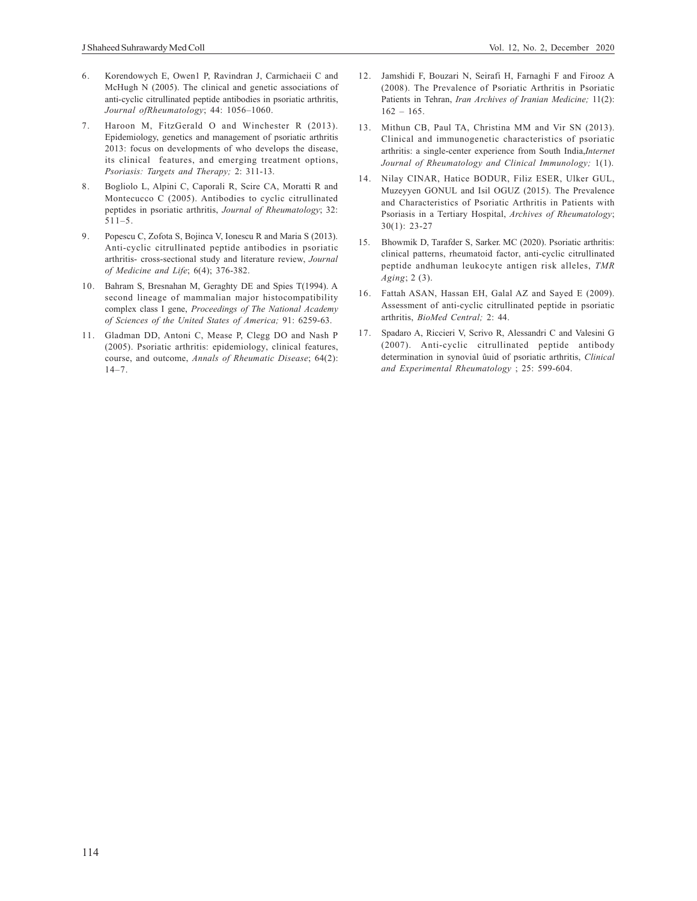6. Korendowych E, Owen1 P, Ravindran J, Carmichaeii C and McHugh N (2005). The clinical and genetic associations of anti-cyclic citrullinated peptide antibodies in psoriatic arthritis, *Journal ofRheumatology*; 44: 1056–1060.

7. Haroon M, FitzGerald O and Winchester R (2013). Epidemiology, genetics and management of psoriatic arthritis 2013: focus on developments of who develops the disease, its clinical features, and emerging treatment options, *Psoriasis: Targets and Therapy;* 2: 311-13.

8. Bogliolo L, Alpini C, Caporali R, Scire CA, Moratti R and Montecucco C (2005). Antibodies to cyclic citrullinated peptides in psoriatic arthritis, *Journal of Rheumatology*; 32: 511–5.

9. Popescu C, Zofota S, Bojinca V, Ionescu R and Maria S (2013). Anti-cyclic citrullinated peptide antibodies in psoriatic arthritis- cross-sectional study and literature review, *Journal of Medicine and Life*; 6(4); 376-382.

10. Bahram S, Bresnahan M, Geraghty DE and Spies T(1994). A second lineage of mammalian major histocompatibility complex class I gene, *Proceedings of The National Academy of Sciences of the United States of America;* 91: 6259-63.

11. Gladman DD, Antoni C, Mease P, Clegg DO and Nash P (2005). Psoriatic arthritis: epidemiology, clinical features, course, and outcome, *Annals of Rheumatic Disease*; 64(2): 14–7.

12. Jamshidi F, Bouzari N, Seirafi H, Farnaghi F and Firooz A (2008). The Prevalence of Psoriatic Arthritis in Psoriatic Patients in Tehran, *Iran Archives of Iranian Medicine;* 11(2): 162 – 165.

13. Mithun CB, Paul TA, Christina MM and Vir SN (2013). Clinical and immunogenetic characteristics of psoriatic arthritis: a single-center experience from South India,*Internet Journal of Rheumatology and Clinical Immunology;* 1(1).

14. Nilay CINAR, Hatice BODUR, Filiz ESER, Ulker GUL, Muzeyyen GONUL and Isil OGUZ (2015). The Prevalence and Characteristics of Psoriatic Arthritis in Patients with Psoriasis in a Tertiary Hospital, *Archives of Rheumatology*; 30(1): 23-27

15. Bhowmik D, Tarafder S, Sarker. MC (2020). Psoriatic arthritis: clinical patterns, rheumatoid factor, anti-cyclic citrullinated peptide andhuman leukocyte antigen risk alleles, *TMR Aging*; 2 (3).

16. Fattah ASAN, Hassan EH, Galal AZ and Sayed E (2009). Assessment of anti-cyclic citrullinated peptide in psoriatic arthritis, *BioMed Central;* 2: 44.

17. Spadaro A, Riccieri V, Scrivo R, Alessandri C and Valesini G (2007). Anti-cyclic citrullinated peptide antibody determination in synovial ûuid of psoriatic arthritis, *Clinical and Experimental Rheumatology* ; 25: 599-604.